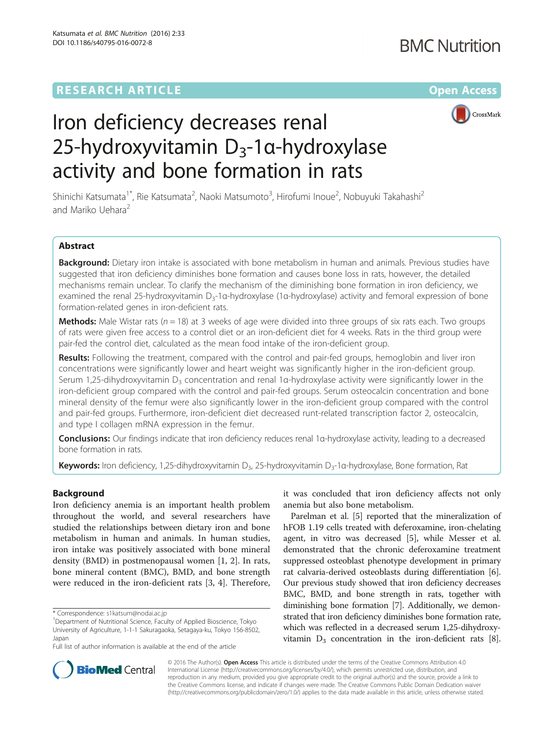# Iron deficiency decreases renal 25-hydroxyvitamin $D_3$-1α-hydroxylase activity and bone formation in rats

Shinichi Katsumata[1*], Rie Katsumata[2], Naoki Matsumoto[3], Hirofumi Inoue[2], Nobuyuki Takahashi[2] and Mariko Uehara[2]

## Abstract

**Background:** Dietary iron intake is associated with bone metabolism in human and animals. Previous studies have suggested that iron deficiency diminishes bone formation and causes bone loss in rats, however, the detailed mechanisms remain unclear. To clarify the mechanism of the diminishing bone formation in iron deficiency, we examined the renal 25-hydroxyvitamin $D_3$-1α-hydroxylase (1α-hydroxylase) activity and femoral expression of bone formation-related genes in iron-deficient rats.

**Methods:** Male Wistar rats ($n = 18$) at 3 weeks of age were divided into three groups of six rats each. Two groups of rats were given free access to a control diet or an iron-deficient diet for 4 weeks. Rats in the third group were pair-fed the control diet, calculated as the mean food intake of the iron-deficient group.

**Results:** Following the treatment, compared with the control and pair-fed groups, hemoglobin and liver iron concentrations were significantly lower and heart weight was significantly higher in the iron-deficient group. Serum 1,25-dihydroxyvitamin $D_3$ concentration and renal 1α-hydroxylase activity were significantly lower in the iron-deficient group compared with the control and pair-fed groups. Serum osteocalcin concentration and bone mineral density of the femur were also significantly lower in the iron-deficient group compared with the control and pair-fed groups. Furthermore, iron-deficient diet decreased runt-related transcription factor 2, osteocalcin, and type I collagen mRNA expression in the femur.

**Conclusions:** Our findings indicate that iron deficiency reduces renal 1α-hydroxylase activity, leading to a decreased bone formation in rats.

**Keywords:** Iron deficiency, 1,25-dihydroxyvitamin $D_3$, 25-hydroxyvitamin $D_3$-1α-hydroxylase, Bone formation, Rat

## Background

Iron deficiency anemia is an important health problem throughout the world, and several researchers have studied the relationships between dietary iron and bone metabolism in human and animals. In human studies, iron intake was positively associated with bone mineral density (BMD) in postmenopausal women [1, 2]. In rats, bone mineral content (BMC), BMD, and bone strength were reduced in the iron-deficient rats [3, 4]. Therefore, it was concluded that iron deficiency affects not only anemia but also bone metabolism.

Parelman et al. [5] reported that the mineralization of hFOB 1.19 cells treated with deferoxamine, iron-chelating agent, in vitro was decreased [5], while Messer et al. demonstrated that the chronic deferoxamine treatment suppressed osteoblast phenotype development in primary rat calvaria-derived osteoblasts during differentiation [6]. Our previous study showed that iron deficiency decreases BMC, BMD, and bone strength in rats, together with diminishing bone formation [7]. Additionally, we demonstrated that iron deficiency diminishes bone formation rate, which was reflected in a decreased serum 1,25-dihydroxyvitamin $D_3$ concentration in the iron-deficient rats [8].

* Correspondence: s1katsum@nodai.ac.jp
[1]Department of Nutritional Science, Faculty of Applied Bioscience, Tokyo University of Agriculture, 1-1-1 Sakuragaoka, Setagaya-ku, Tokyo 156-8502, Japan
Full list of author information is available at the end of the article

© 2016 The Author(s). **Open Access** This article is distributed under the terms of the Creative Commons Attribution 4.0 International License (http://creativecommons.org/licenses/by/4.0/), which permits unrestricted use, distribution, and reproduction in any medium, provided you give appropriate credit to the original author(s) and the source, provide a link to the Creative Commons license, and indicate if changes were made. The Creative Commons Public Domain Dedication waiver (http://creativecommons.org/publicdomain/zero/1.0/) applies to the data made available in this article, unless otherwise stated.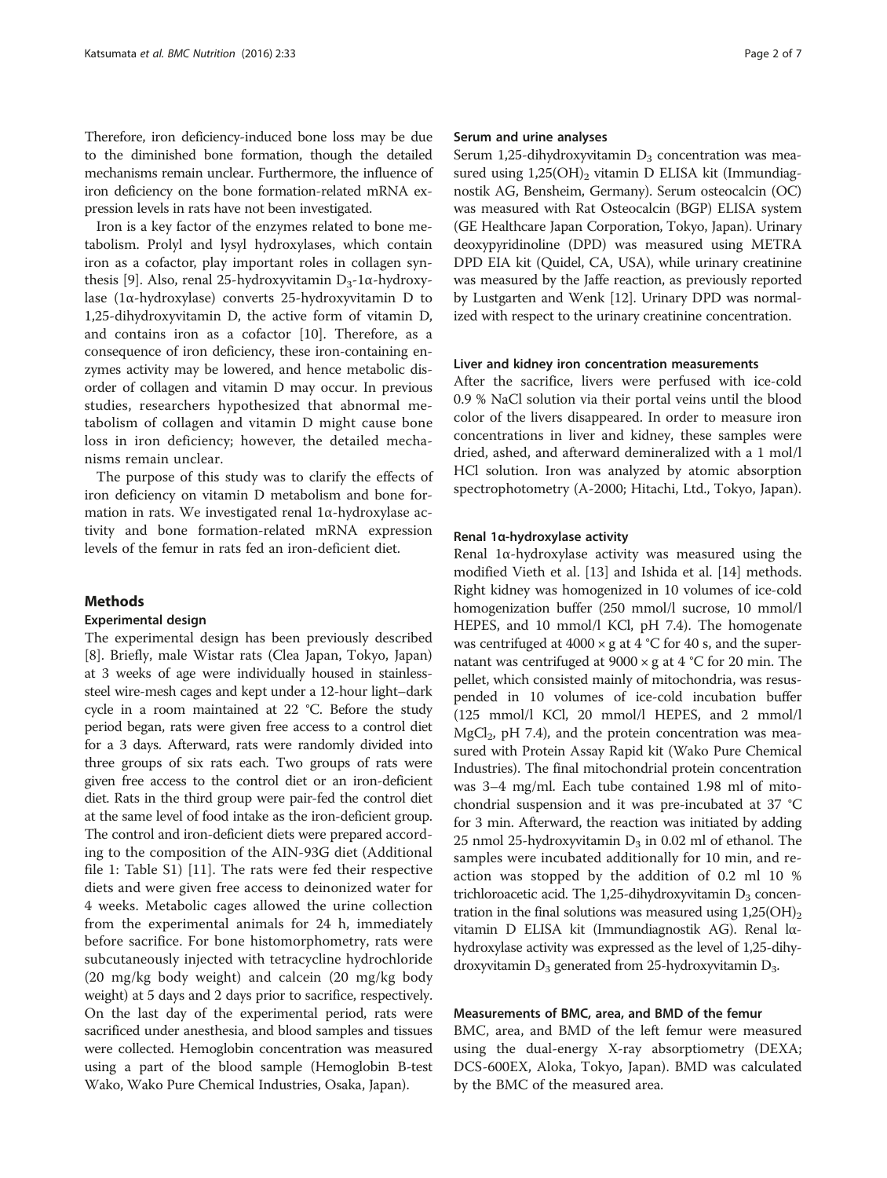Therefore, iron deficiency-induced bone loss may be due to the diminished bone formation, though the detailed mechanisms remain unclear. Furthermore, the influence of iron deficiency on the bone formation-related mRNA expression levels in rats have not been investigated.

Iron is a key factor of the enzymes related to bone metabolism. Prolyl and lysyl hydroxylases, which contain iron as a cofactor, play important roles in collagen synthesis [9]. Also, renal 25-hydroxyvitamin $D_3$-1α-hydroxylase (1α-hydroxylase) converts 25-hydroxyvitamin D to 1,25-dihydroxyvitamin D, the active form of vitamin D, and contains iron as a cofactor [10]. Therefore, as a consequence of iron deficiency, these iron-containing enzymes activity may be lowered, and hence metabolic disorder of collagen and vitamin D may occur. In previous studies, researchers hypothesized that abnormal metabolism of collagen and vitamin D might cause bone loss in iron deficiency; however, the detailed mechanisms remain unclear.

The purpose of this study was to clarify the effects of iron deficiency on vitamin D metabolism and bone formation in rats. We investigated renal 1α-hydroxylase activity and bone formation-related mRNA expression levels of the femur in rats fed an iron-deficient diet.

## Methods

### Experimental design

The experimental design has been previously described [8]. Briefly, male Wistar rats (Clea Japan, Tokyo, Japan) at 3 weeks of age were individually housed in stainless-steel wire-mesh cages and kept under a 12-hour light–dark cycle in a room maintained at 22 °C. Before the study period began, rats were given free access to a control diet for a 3 days. Afterward, rats were randomly divided into three groups of six rats each. Two groups of rats were given free access to the control diet or an iron-deficient diet. Rats in the third group were pair-fed the control diet at the same level of food intake as the iron-deficient group. The control and iron-deficient diets were prepared according to the composition of the AIN-93G diet (Additional file 1: Table S1) [11]. The rats were fed their respective diets and were given free access to deionized water for 4 weeks. Metabolic cages allowed the urine collection from the experimental animals for 24 h, immediately before sacrifice. For bone histomorphometry, rats were subcutaneously injected with tetracycline hydrochloride (20 mg/kg body weight) and calcein (20 mg/kg body weight) at 5 days and 2 days prior to sacrifice, respectively. On the last day of the experimental period, rats were sacrificed under anesthesia, and blood samples and tissues were collected. Hemoglobin concentration was measured using a part of the blood sample (Hemoglobin B-test Wako, Wako Pure Chemical Industries, Osaka, Japan).

### Serum and urine analyses

Serum 1,25-dihydroxyvitamin $D_3$ concentration was measured using $1,25(OH)_2$ vitamin D ELISA kit (Immundiagnostik AG, Bensheim, Germany). Serum osteocalcin (OC) was measured with Rat Osteocalcin (BGP) ELISA system (GE Healthcare Japan Corporation, Tokyo, Japan). Urinary deoxypyridinoline (DPD) was measured using METRA DPD EIA kit (Quidel, CA, USA), while urinary creatinine was measured by the Jaffe reaction, as previously reported by Lustgarten and Wenk [12]. Urinary DPD was normalized with respect to the urinary creatinine concentration.

### Liver and kidney iron concentration measurements

After the sacrifice, livers were perfused with ice-cold 0.9 % NaCl solution via their portal veins until the blood color of the livers disappeared. In order to measure iron concentrations in liver and kidney, these samples were dried, ashed, and afterward demineralized with a 1 mol/l HCl solution. Iron was analyzed by atomic absorption spectrophotometry (A-2000; Hitachi, Ltd., Tokyo, Japan).

### Renal 1α-hydroxylase activity

Renal 1α-hydroxylase activity was measured using the modified Vieth et al. [13] and Ishida et al. [14] methods. Right kidney was homogenized in 10 volumes of ice-cold homogenization buffer (250 mmol/l sucrose, 10 mmol/l HEPES, and 10 mmol/l KCl, pH 7.4). The homogenate was centrifuged at 4000 × g at 4 °C for 40 s, and the supernatant was centrifuged at 9000 × g at 4 °C for 20 min. The pellet, which consisted mainly of mitochondria, was resuspended in 10 volumes of ice-cold incubation buffer (125 mmol/l KCl, 20 mmol/l HEPES, and 2 mmol/l $MgCl_2$, pH 7.4), and the protein concentration was measured with Protein Assay Rapid kit (Wako Pure Chemical Industries). The final mitochondrial protein concentration was 3–4 mg/ml. Each tube contained 1.98 ml of mitochondrial suspension and it was pre-incubated at 37 °C for 3 min. Afterward, the reaction was initiated by adding 25 nmol 25-hydroxyvitamin $D_3$ in 0.02 ml of ethanol. The samples were incubated additionally for 10 min, and reaction was stopped by the addition of 0.2 ml 10 % trichloroacetic acid. The 1,25-dihydroxyvitamin $D_3$ concentration in the final solutions was measured using $1,25(OH)_2$ vitamin D ELISA kit (Immundiagnostik AG). Renal lα-hydroxylase activity was expressed as the level of 1,25-dihydroxyvitamin $D_3$ generated from 25-hydroxyvitamin $D_3$.

### Measurements of BMC, area, and BMD of the femur

BMC, area, and BMD of the left femur were measured using the dual-energy X-ray absorptiometry (DEXA; DCS-600EX, Aloka, Tokyo, Japan). BMD was calculated by the BMC of the measured area.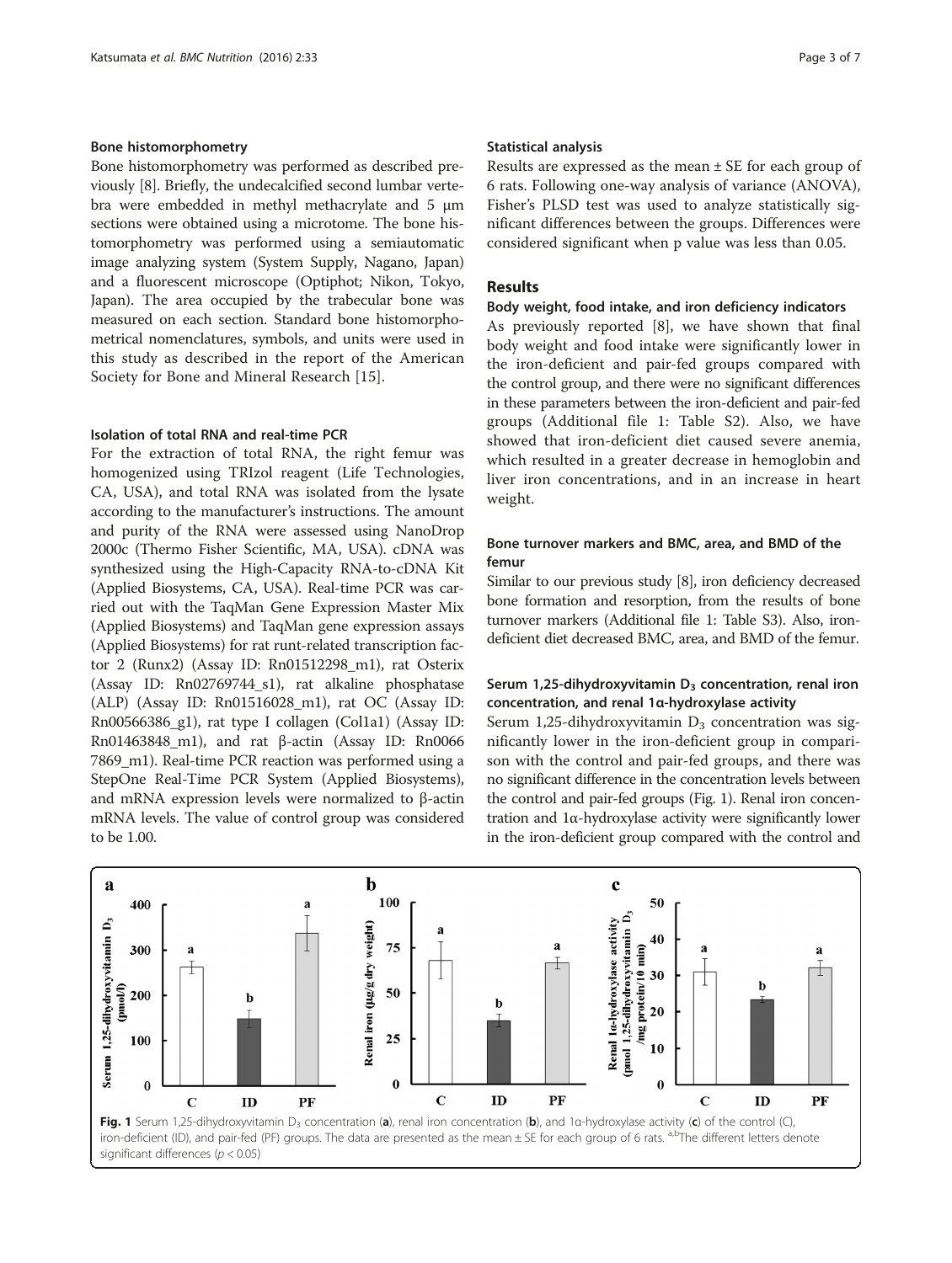### Bone histomorphometry

Bone histomorphometry was performed as described previously [8]. Briefly, the undecalcified second lumbar vertebra were embedded in methyl methacrylate and 5 μm sections were obtained using a microtome. The bone histomorphometry was performed using a semiautomatic image analyzing system (System Supply, Nagano, Japan) and a fluorescent microscope (Optiphot; Nikon, Tokyo, Japan). The area occupied by the trabecular bone was measured on each section. Standard bone histomorphometrical nomenclatures, symbols, and units were used in this study as described in the report of the American Society for Bone and Mineral Research [15].

### Isolation of total RNA and real-time PCR

For the extraction of total RNA, the right femur was homogenized using TRIzol reagent (Life Technologies, CA, USA), and total RNA was isolated from the lysate according to the manufacturer's instructions. The amount and purity of the RNA were assessed using NanoDrop 2000c (Thermo Fisher Scientific, MA, USA). cDNA was synthesized using the High-Capacity RNA-to-cDNA Kit (Applied Biosystems, CA, USA). Real-time PCR was carried out with the TaqMan Gene Expression Master Mix (Applied Biosystems) and TaqMan gene expression assays (Applied Biosystems) for rat runt-related transcription factor 2 (Runx2) (Assay ID: Rn01512298_m1), rat Osterix (Assay ID: Rn02769744_s1), rat alkaline phosphatase (ALP) (Assay ID: Rn01516028_m1), rat OC (Assay ID: Rn00566386_g1), rat type I collagen (Col1a1) (Assay ID: Rn01463848_m1), and rat β-actin (Assay ID: Rn00667869_m1). Real-time PCR reaction was performed using a StepOne Real-Time PCR System (Applied Biosystems), and mRNA expression levels were normalized to β-actin mRNA levels. The value of control group was considered to be 1.00.

### Statistical analysis

Results are expressed as the mean ± SE for each group of 6 rats. Following one-way analysis of variance (ANOVA), Fisher's PLSD test was used to analyze statistically significant differences between the groups. Differences were considered significant when p value was less than 0.05.

## Results

### Body weight, food intake, and iron deficiency indicators

As previously reported [8], we have shown that final body weight and food intake were significantly lower in the iron-deficient and pair-fed groups compared with the control group, and there were no significant differences in these parameters between the iron-deficient and pair-fed groups (Additional file 1: Table S2). Also, we have showed that iron-deficient diet caused severe anemia, which resulted in a greater decrease in hemoglobin and liver iron concentrations, and in an increase in heart weight.

### Bone turnover markers and BMC, area, and BMD of the femur

Similar to our previous study [8], iron deficiency decreased bone formation and resorption, from the results of bone turnover markers (Additional file 1: Table S3). Also, iron-deficient diet decreased BMC, area, and BMD of the femur.

### Serum 1,25-dihydroxyvitamin $D_3$ concentration, renal iron concentration, and renal 1α-hydroxylase activity

Serum 1,25-dihydroxyvitamin $D_3$ concentration was significantly lower in the iron-deficient group in comparison with the control and pair-fed groups, and there was no significant difference in the concentration levels between the control and pair-fed groups (Fig. 1). Renal iron concentration and 1α-hydroxylase activity were significantly lower in the iron-deficient group compared with the control and

**Fig. 1** Serum 1,25-dihydroxyvitamin $D_3$ concentration (**a**), renal iron concentration (**b**), and 1α-hydroxylase activity (**c**) of the control (C), iron-deficient (ID), and pair-fed (PF) groups. The data are presented as the mean ± SE for each group of 6 rats. [a,b]The different letters denote significant differences ($p < 0.05$)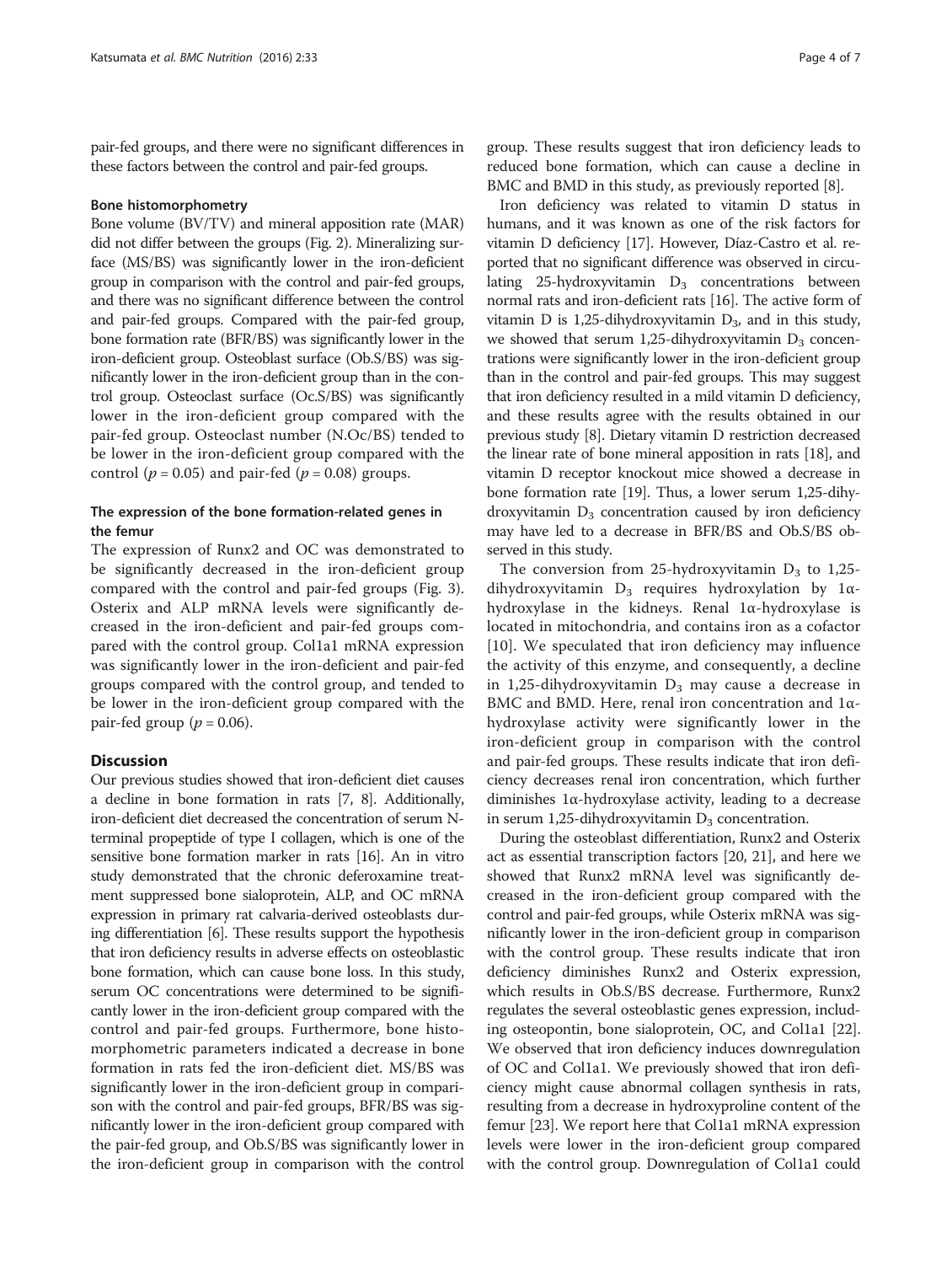pair-fed groups, and there were no significant differences in these factors between the control and pair-fed groups.

### Bone histomorphometry

Bone volume (BV/TV) and mineral apposition rate (MAR) did not differ between the groups (Fig. 2). Mineralizing surface (MS/BS) was significantly lower in the iron-deficient group in comparison with the control and pair-fed groups, and there was no significant difference between the control and pair-fed groups. Compared with the pair-fed group, bone formation rate (BFR/BS) was significantly lower in the iron-deficient group. Osteoblast surface (Ob.S/BS) was significantly lower in the iron-deficient group than in the control group. Osteoclast surface (Oc.S/BS) was significantly lower in the iron-deficient group compared with the pair-fed group. Osteoclast number (N.Oc/BS) tended to be lower in the iron-deficient group compared with the control ($p = 0.05$) and pair-fed ($p = 0.08$) groups.

### The expression of the bone formation-related genes in the femur

The expression of Runx2 and OC was demonstrated to be significantly decreased in the iron-deficient group compared with the control and pair-fed groups (Fig. 3). Osterix and ALP mRNA levels were significantly decreased in the iron-deficient and pair-fed groups compared with the control group. Col1a1 mRNA expression was significantly lower in the iron-deficient and pair-fed groups compared with the control group, and tended to be lower in the iron-deficient group compared with the pair-fed group ($p = 0.06$).

## Discussion

Our previous studies showed that iron-deficient diet causes a decline in bone formation in rats [7, 8]. Additionally, iron-deficient diet decreased the concentration of serum N-terminal propeptide of type I collagen, which is one of the sensitive bone formation marker in rats [16]. An in vitro study demonstrated that the chronic deferoxamine treatment suppressed bone sialoprotein, ALP, and OC mRNA expression in primary rat calvaria-derived osteoblasts during differentiation [6]. These results support the hypothesis that iron deficiency results in adverse effects on osteoblastic bone formation, which can cause bone loss. In this study, serum OC concentrations were determined to be significantly lower in the iron-deficient group compared with the control and pair-fed groups. Furthermore, bone histomorphometric parameters indicated a decrease in bone formation in rats fed the iron-deficient diet. MS/BS was significantly lower in the iron-deficient group in comparison with the control and pair-fed groups, BFR/BS was significantly lower in the iron-deficient group compared with the pair-fed group, and Ob.S/BS was significantly lower in the iron-deficient group in comparison with the control group. These results suggest that iron deficiency leads to reduced bone formation, which can cause a decline in BMC and BMD in this study, as previously reported [8].

Iron deficiency was related to vitamin D status in humans, and it was known as one of the risk factors for vitamin D deficiency [17]. However, Díaz-Castro et al. reported that no significant difference was observed in circulating 25-hydroxyvitamin $D_3$ concentrations between normal rats and iron-deficient rats [16]. The active form of vitamin D is 1,25-dihydroxyvitamin $D_3$, and in this study, we showed that serum 1,25-dihydroxyvitamin $D_3$ concentrations were significantly lower in the iron-deficient group than in the control and pair-fed groups. This may suggest that iron deficiency resulted in a mild vitamin D deficiency, and these results agree with the results obtained in our previous study [8]. Dietary vitamin D restriction decreased the linear rate of bone mineral apposition in rats [18], and vitamin D receptor knockout mice showed a decrease in bone formation rate [19]. Thus, a lower serum 1,25-dihydroxyvitamin $D_3$ concentration caused by iron deficiency may have led to a decrease in BFR/BS and Ob.S/BS observed in this study.

The conversion from 25-hydroxyvitamin $D_3$ to 1,25-dihydroxyvitamin $D_3$ requires hydroxylation by 1α-hydroxylase in the kidneys. Renal 1α-hydroxylase is located in mitochondria, and contains iron as a cofactor [10]. We speculated that iron deficiency may influence the activity of this enzyme, and consequently, a decline in 1,25-dihydroxyvitamin $D_3$ may cause a decrease in BMC and BMD. Here, renal iron concentration and 1α-hydroxylase activity were significantly lower in the iron-deficient group in comparison with the control and pair-fed groups. These results indicate that iron deficiency decreases renal iron concentration, which further diminishes 1α-hydroxylase activity, leading to a decrease in serum 1,25-dihydroxyvitamin $D_3$ concentration.

During the osteoblast differentiation, Runx2 and Osterix act as essential transcription factors [20, 21], and here we showed that Runx2 mRNA level was significantly decreased in the iron-deficient group compared with the control and pair-fed groups, while Osterix mRNA was significantly lower in the iron-deficient group in comparison with the control group. These results indicate that iron deficiency diminishes Runx2 and Osterix expression, which results in Ob.S/BS decrease. Furthermore, Runx2 regulates the several osteoblastic genes expression, including osteopontin, bone sialoprotein, OC, and Col1a1 [22]. We observed that iron deficiency induces downregulation of OC and Col1a1. We previously showed that iron deficiency might cause abnormal collagen synthesis in rats, resulting from a decrease in hydroxyproline content of the femur [23]. We report here that Col1a1 mRNA expression levels were lower in the iron-deficient group compared with the control group. Downregulation of Col1a1 could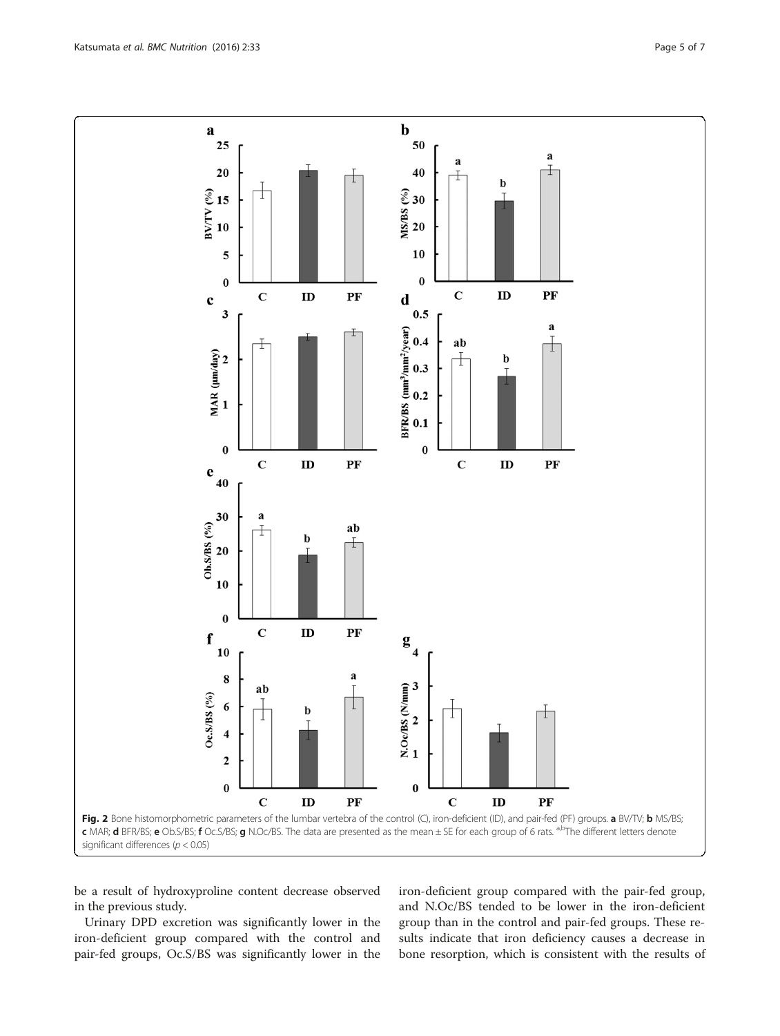Fig. 2 Bone histomorphometric parameters of the lumbar vertebra of the control (C), iron-deficient (ID), and pair-fed (PF) groups. **a** BV/TV; **b** MS/BS; **c** MAR; **d** BFR/BS; **e** Ob.S/BS; **f** Oc.S/BS; **g** N.Oc/BS. The data are presented as the mean ± SE for each group of 6 rats. [a,b]The different letters denote significant differences ($p < 0.05$)

be a result of hydroxyproline content decrease observed in the previous study.

Urinary DPD excretion was significantly lower in the iron-deficient group compared with the control and pair-fed groups, Oc.S/BS was significantly lower in the iron-deficient group compared with the pair-fed group, and N.Oc/BS tended to be lower in the iron-deficient group than in the control and pair-fed groups. These results indicate that iron deficiency causes a decrease in bone resorption, which is consistent with the results of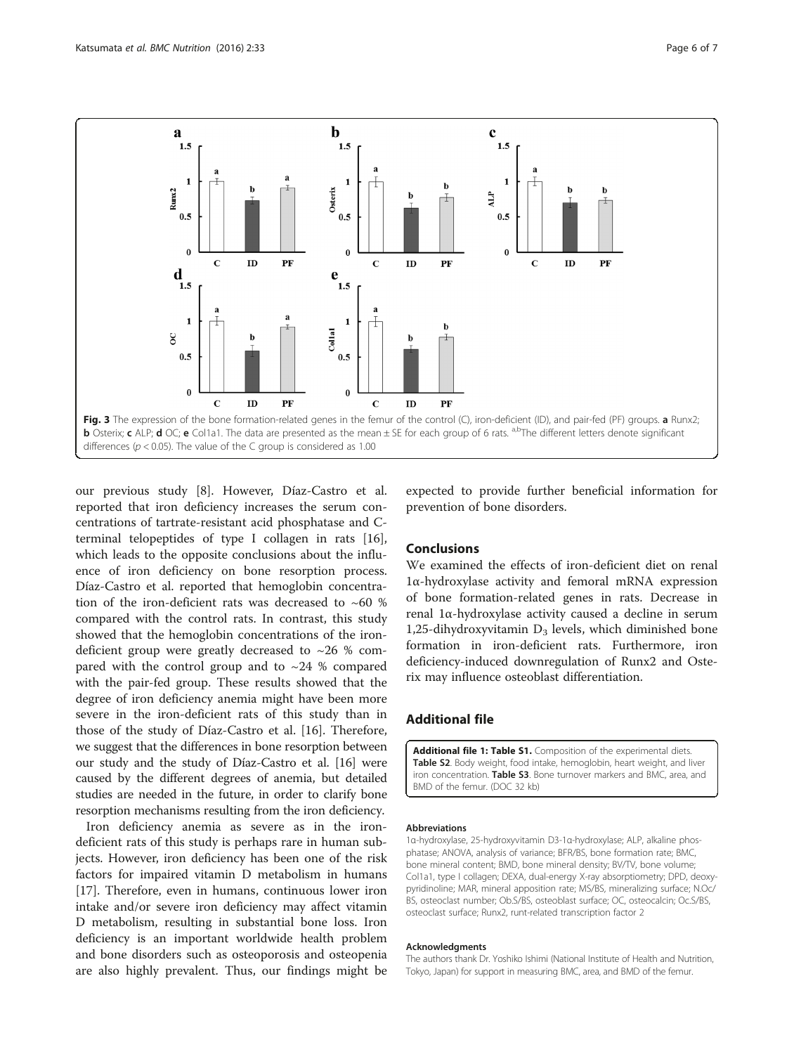Fig. 3 The expression of the bone formation-related genes in the femur of the control (C), iron-deficient (ID), and pair-fed (PF) groups. **a** Runx2; **b** Osterix; **c** ALP; **d** OC; **e** Col1a1. The data are presented as the mean ± SE for each group of 6 rats. [a,b]The different letters denote significant differences ($p < 0.05$). The value of the C group is considered as 1.00

our previous study [8]. However, Díaz-Castro et al. reported that iron deficiency increases the serum concentrations of tartrate-resistant acid phosphatase and C-terminal telopeptides of type I collagen in rats [16], which leads to the opposite conclusions about the influence of iron deficiency on bone resorption process. Díaz-Castro et al. reported that hemoglobin concentration of the iron-deficient rats was decreased to ~60 % compared with the control rats. In contrast, this study showed that the hemoglobin concentrations of the iron-deficient group were greatly decreased to ~26 % compared with the control group and to ~24 % compared with the pair-fed group. These results showed that the degree of iron deficiency anemia might have been more severe in the iron-deficient rats of this study than in those of the study of Díaz-Castro et al. [16]. Therefore, we suggest that the differences in bone resorption between our study and the study of Díaz-Castro et al. [16] were caused by the different degrees of anemia, but detailed studies are needed in the future, in order to clarify bone resorption mechanisms resulting from the iron deficiency.

Iron deficiency anemia as severe as in the iron-deficient rats of this study is perhaps rare in human subjects. However, iron deficiency has been one of the risk factors for impaired vitamin D metabolism in humans [17]. Therefore, even in humans, continuous lower iron intake and/or severe iron deficiency may affect vitamin D metabolism, resulting in substantial bone loss. Iron deficiency is an important worldwide health problem and bone disorders such as osteoporosis and osteopenia are also highly prevalent. Thus, our findings might be expected to provide further beneficial information for prevention of bone disorders.

## Conclusions

We examined the effects of iron-deficient diet on renal 1α-hydroxylase activity and femoral mRNA expression of bone formation-related genes in rats. Decrease in renal 1α-hydroxylase activity caused a decline in serum 1,25-dihydroxyvitamin $D_3$ levels, which diminished bone formation in iron-deficient rats. Furthermore, iron deficiency-induced downregulation of Runx2 and Osterix may influence osteoblast differentiation.

## Additional file

**Additional file 1: Table S1.** Composition of the experimental diets. **Table S2**. Body weight, food intake, hemoglobin, heart weight, and liver iron concentration. **Table S3**. Bone turnover markers and BMC, area, and BMD of the femur. (DOC 32 kb)

#### Abbreviations

1α-hydroxylase, 25-hydroxyvitamin D3-1α-hydroxylase; ALP, alkaline phosphatase; ANOVA, analysis of variance; BFR/BS, bone formation rate; BMC, bone mineral content; BMD, bone mineral density; BV/TV, bone volume; Col1a1, type I collagen; DEXA, dual-energy X-ray absorptiometry; DPD, deoxypyridinoline; MAR, mineral apposition rate; MS/BS, mineralizing surface; N.Oc/BS, osteoclast number; Ob.S/BS, osteoblast surface; OC, osteocalcin; Oc.S/BS, osteoclast surface; Runx2, runt-related transcription factor 2

#### Acknowledgments

The authors thank Dr. Yoshiko Ishimi (National Institute of Health and Nutrition, Tokyo, Japan) for support in measuring BMC, area, and BMD of the femur.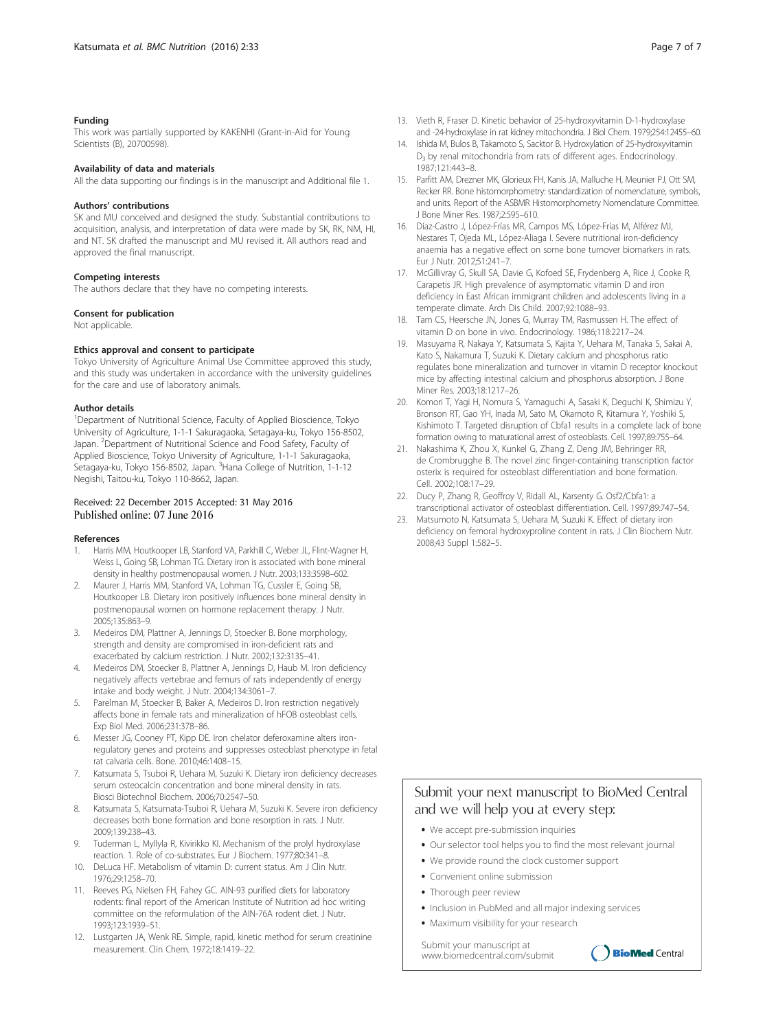### Funding

This work was partially supported by KAKENHI (Grant-in-Aid for Young Scientists (B), 20700598).

### Availability of data and materials

All the data supporting our findings is in the manuscript and Additional file 1.

### Authors' contributions

SK and MU conceived and designed the study. Substantial contributions to acquisition, analysis, and interpretation of data were made by SK, RK, NM, HI, and NT. SK drafted the manuscript and MU revised it. All authors read and approved the final manuscript.

### Competing interests

The authors declare that they have no competing interests.

### Consent for publication

Not applicable.

### Ethics approval and consent to participate

Tokyo University of Agriculture Animal Use Committee approved this study, and this study was undertaken in accordance with the university guidelines for the care and use of laboratory animals.

### Author details

[1]Department of Nutritional Science, Faculty of Applied Bioscience, Tokyo University of Agriculture, 1-1-1 Sakuragaoka, Setagaya-ku, Tokyo 156-8502, Japan. [2]Department of Nutritional Science and Food Safety, Faculty of Applied Bioscience, Tokyo University of Agriculture, 1-1-1 Sakuragaoka, Setagaya-ku, Tokyo 156-8502, Japan. [3]Hana College of Nutrition, 1-1-12 Negishi, Taitou-ku, Tokyo 110-8662, Japan.

Received: 22 December 2015 Accepted: 31 May 2016
Published online: 07 June 2016

### References

1. Harris MM, Houtkooper LB, Stanford VA, Parkhill C, Weber JL, Flint-Wagner H, Weiss L, Going SB, Lohman TG. Dietary iron is associated with bone mineral density in healthy postmenopausal women. J Nutr. 2003;133:3598–602.
2. Maurer J, Harris MM, Stanford VA, Lohman TG, Cussler E, Going SB, Houtkooper LB. Dietary iron positively influences bone mineral density in postmenopausal women on hormone replacement therapy. J Nutr. 2005;135:863–9.
3. Medeiros DM, Plattner A, Jennings D, Stoecker B. Bone morphology, strength and density are compromised in iron-deficient rats and exacerbated by calcium restriction. J Nutr. 2002;132:3135–41.
4. Medeiros DM, Stoecker B, Plattner A, Jennings D, Haub M. Iron deficiency negatively affects vertebrae and femurs of rats independently of energy intake and body weight. J Nutr. 2004;134:3061–7.
5. Parelman M, Stoecker B, Baker A, Medeiros D. Iron restriction negatively affects bone in female rats and mineralization of hFOB osteoblast cells. Exp Biol Med. 2006;231:378–86.
6. Messer JG, Cooney PT, Kipp DE. Iron chelator deferoxamine alters iron-regulatory genes and proteins and suppresses osteoblast phenotype in fetal rat calvaria cells. Bone. 2010;46:1408–15.
7. Katsumata S, Tsuboi R, Uehara M, Suzuki K. Dietary iron deficiency decreases serum osteocalcin concentration and bone mineral density in rats. Biosci Biotechnol Biochem. 2006;70:2547–50.
8. Katsumata S, Katsumata-Tsuboi R, Uehara M, Suzuki K. Severe iron deficiency decreases both bone formation and bone resorption in rats. J Nutr. 2009;139:238–43.
9. Tuderman L, Myllyla R, Kivirikko KI. Mechanism of the prolyl hydroxylase reaction. 1. Role of co-substrates. Eur J Biochem. 1977;80:341–8.
10. DeLuca HF. Metabolism of vitamin D: current status. Am J Clin Nutr. 1976;29:1258–70.
11. Reeves PG, Nielsen FH, Fahey GC. AIN-93 purified diets for laboratory rodents: final report of the American Institute of Nutrition ad hoc writing committee on the reformulation of the AIN-76A rodent diet. J Nutr. 1993;123:1939–51.
12. Lustgarten JA, Wenk RE. Simple, rapid, kinetic method for serum creatinine measurement. Clin Chem. 1972;18:1419–22.
13. Vieth R, Fraser D. Kinetic behavior of 25-hydroxyvitamin D-1-hydroxylase and -24-hydroxylase in rat kidney mitochondria. J Biol Chem. 1979;254:12455–60.
14. Ishida M, Bulos B, Takamoto S, Sacktor B. Hydroxylation of 25-hydroxyvitamin $D_3$ by renal mitochondria from rats of different ages. Endocrinology. 1987;121:443–8.
15. Parfitt AM, Drezner MK, Glorieux FH, Kanis JA, Malluche H, Meunier PJ, Ott SM, Recker RR. Bone histomorphometry: standardization of nomenclature, symbols, and units. Report of the ASBMR Histomorphometry Nomenclature Committee. J Bone Miner Res. 1987;2:595–610.
16. Díaz-Castro J, López-Frías MR, Campos MS, López-Frías M, Alférez MJ, Nestares T, Ojeda ML, López-Aliaga I. Severe nutritional iron-deficiency anaemia has a negative effect on some bone turnover biomarkers in rats. Eur J Nutr. 2012;51:241–7.
17. McGillivray G, Skull SA, Davie G, Kofoed SE, Frydenberg A, Rice J, Cooke R, Carapetis JR. High prevalence of asymptomatic vitamin D and iron deficiency in East African immigrant children and adolescents living in a temperate climate. Arch Dis Child. 2007;92:1088–93.
18. Tam CS, Heersche JN, Jones G, Murray TM, Rasmussen H. The effect of vitamin D on bone in vivo. Endocrinology. 1986;118:2217–24.
19. Masuyama R, Nakaya Y, Katsumata S, Kajita Y, Uehara M, Tanaka S, Sakai A, Kato S, Nakamura T, Suzuki K. Dietary calcium and phosphorus ratio regulates bone mineralization and turnover in vitamin D receptor knockout mice by affecting intestinal calcium and phosphorus absorption. J Bone Miner Res. 2003;18:1217–26.
20. Komori T, Yagi H, Nomura S, Yamaguchi A, Sasaki K, Deguchi K, Shimizu Y, Bronson RT, Gao YH, Inada M, Sato M, Okamoto R, Kitamura Y, Yoshiki S, Kishimoto T. Targeted disruption of Cbfa1 results in a complete lack of bone formation owing to maturational arrest of osteoblasts. Cell. 1997;89:755–64.
21. Nakashima K, Zhou X, Kunkel G, Zhang Z, Deng JM, Behringer RR, de Crombrugghe B. The novel zinc finger-containing transcription factor osterix is required for osteoblast differentiation and bone formation. Cell. 2002;108:17–29.
22. Ducy P, Zhang R, Geoffroy V, Ridall AL, Karsenty G. Osf2/Cbfa1: a transcriptional activator of osteoblast differentiation. Cell. 1997;89:747–54.
23. Matsumoto N, Katsumata S, Uehara M, Suzuki K. Effect of dietary iron deficiency on femoral hydroxyproline content in rats. J Clin Biochem Nutr. 2008;43 Suppl 1:582–5.

Submit your next manuscript to BioMed Central and we will help you at every step:

- We accept pre-submission inquiries
- Our selector tool helps you to find the most relevant journal
- We provide round the clock customer support
- Convenient online submission
- Thorough peer review
- Inclusion in PubMed and all major indexing services
- Maximum visibility for your research

Submit your manuscript at www.biomedcentral.com/submit

BioMed Central